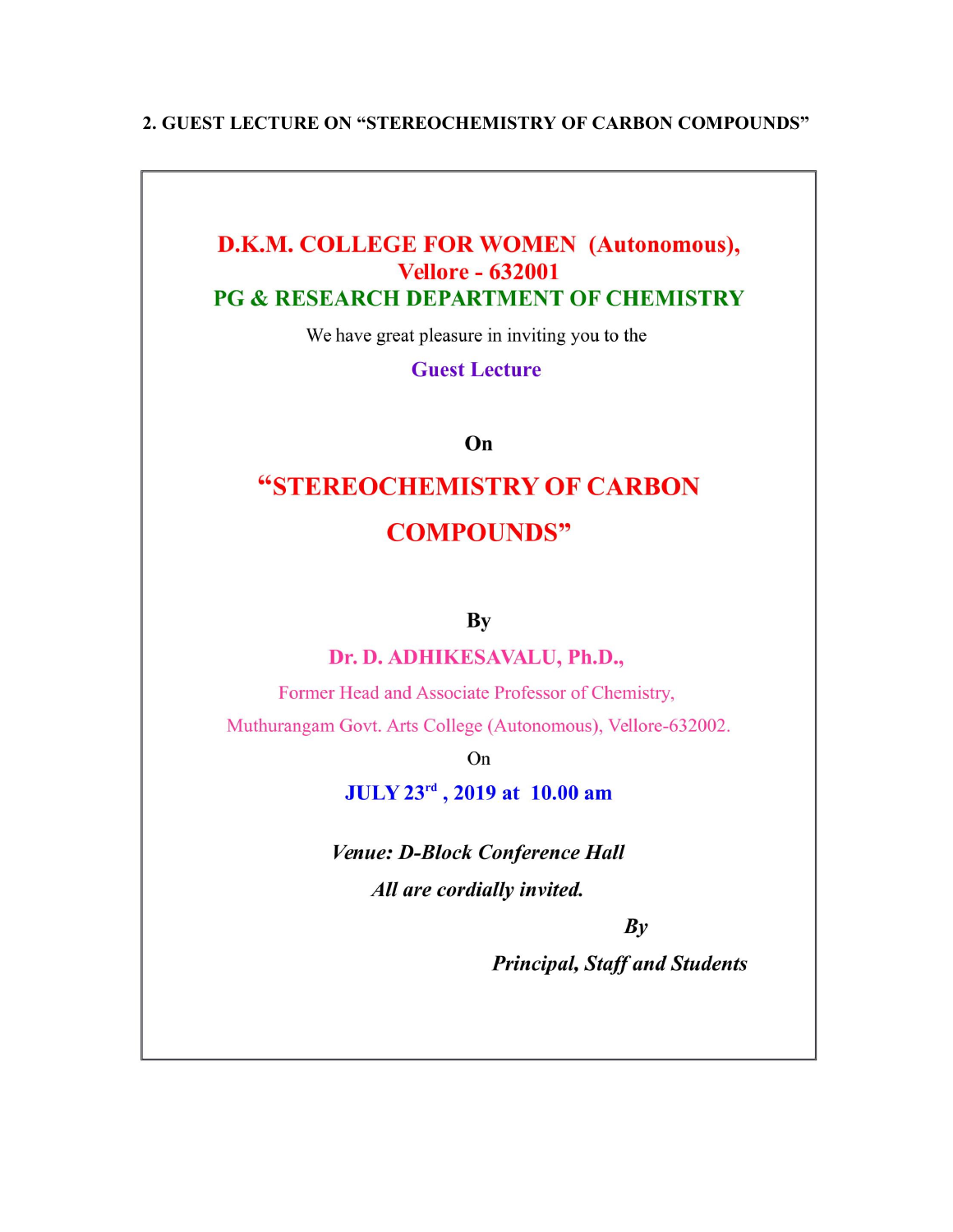## 2. GUEST LECTURE ON "STEREOCHEMISTRY OF CARBON COMPOUNDS"

**D.K.M. COLLEGE FOR WOMEN (Autonomous), Vellore - 632001**

**PG & RESEARCH DEPARTMENT OF CHEMISTRY**

We have great pleasure in inviting you to the

**Guest Lecture**

**On**

**"STEREOCHEMISTRY OF CARBON COMPOUNDS"**

**By**

**Dr. D. ADHIKESAVALU, Ph.D.,**

Former Head and Associate Professor of Chemistry,

Muthurangam Govt. Arts College (Autonomous), Vellore-632002.

On

**JULY 23rd, 2019 at 10.00 am**

***Venue: D-Block Conference Hall***

***All are cordially invited.***

***By***

***Principal, Staff and Students***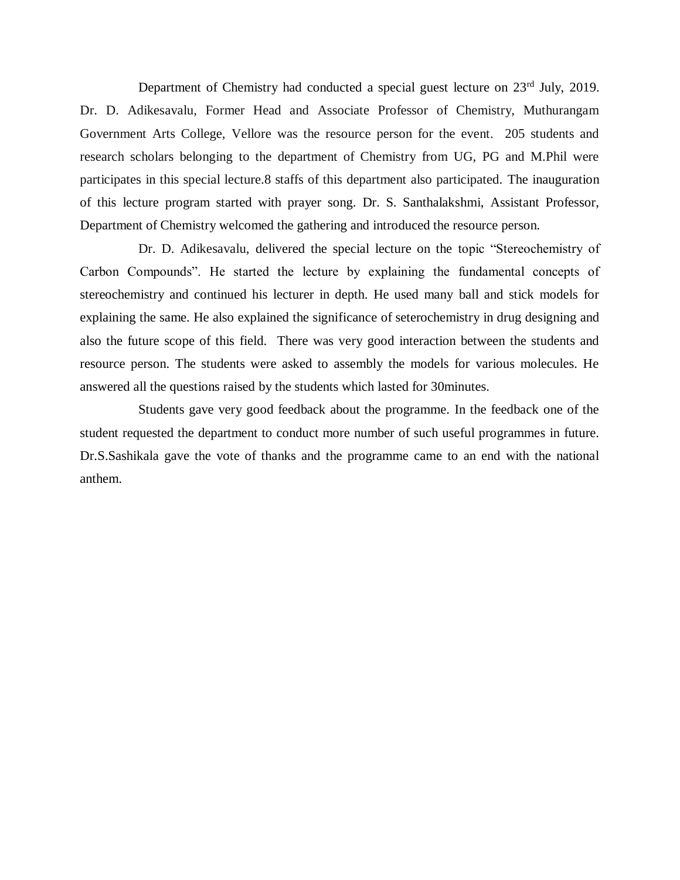Department of Chemistry had conducted a special guest lecture on 23rd July, 2019. Dr. D. Adikesavalu, Former Head and Associate Professor of Chemistry, Muthurangam Government Arts College, Vellore was the resource person for the event. 205 students and research scholars belonging to the department of Chemistry from UG, PG and M.Phil were participates in this special lecture.8 staffs of this department also participated. The inauguration of this lecture program started with prayer song. Dr. S. Santhalakshmi, Assistant Professor, Department of Chemistry welcomed the gathering and introduced the resource person.

Dr. D. Adikesavalu, delivered the special lecture on the topic "Stereochemistry of Carbon Compounds". He started the lecture by explaining the fundamental concepts of stereochemistry and continued his lecturer in depth. He used many ball and stick models for explaining the same. He also explained the significance of seterochemistry in drug designing and also the future scope of this field. There was very good interaction between the students and resource person. The students were asked to assembly the models for various molecules. He answered all the questions raised by the students which lasted for 30minutes.

Students gave very good feedback about the programme. In the feedback one of the student requested the department to conduct more number of such useful programmes in future. Dr.S.Sashikala gave the vote of thanks and the programme came to an end with the national anthem.